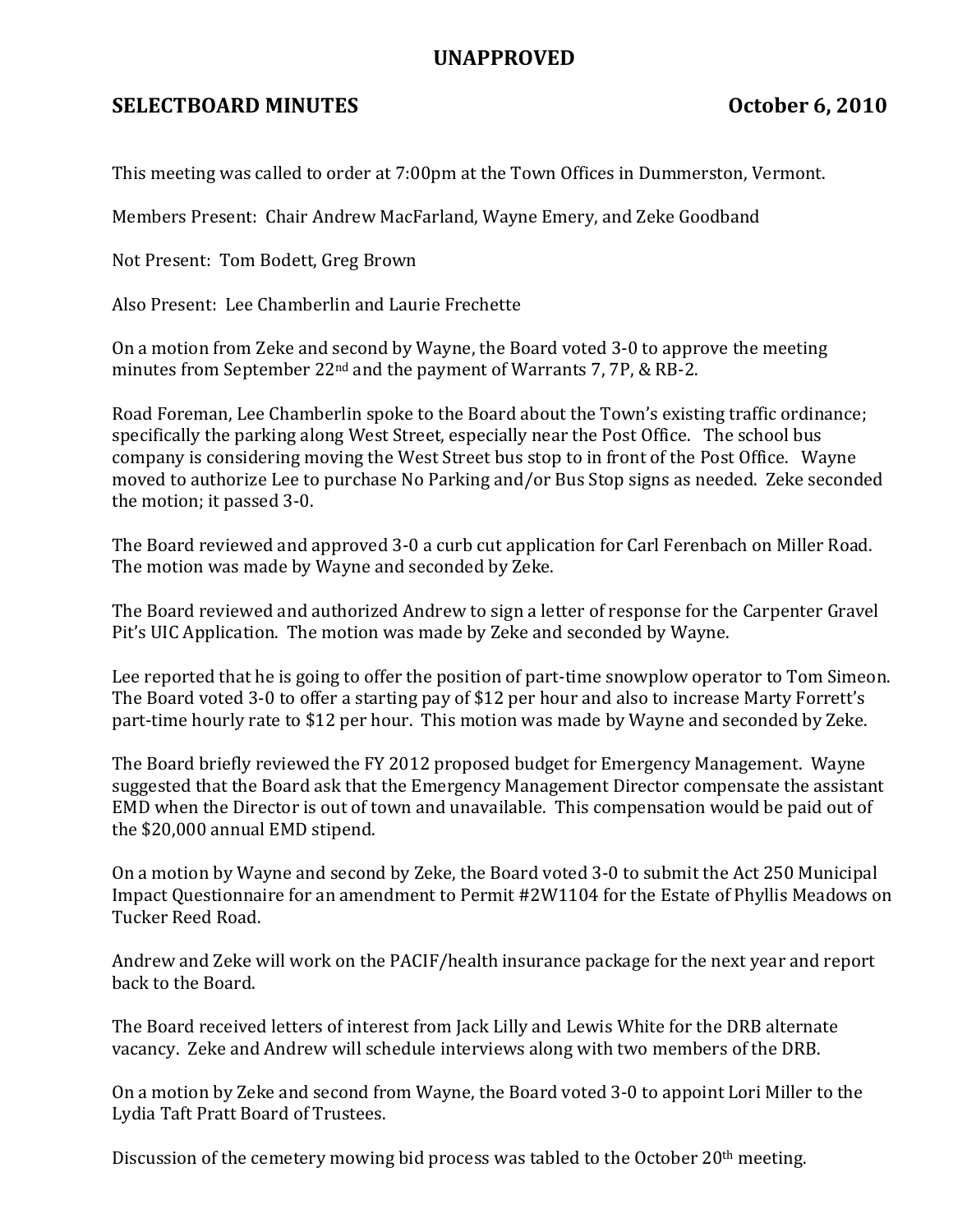# UNAPPROVED

## SELECTBOARD MINUTES October 6, 2010

This meeting was called to order at 7:00pm at the Town Offices in Dummerston, Vermont.

Members Present: Chair Andrew MacFarland, Wayne Emery, and Zeke Goodband

Not Present: Tom Bodett, Greg Brown

Also Present: Lee Chamberlin and Laurie Frechette

On a motion from Zeke and second by Wayne, the Board voted 3-0 to approve the meeting minutes from September 22nd and the payment of Warrants 7, 7P, & RB-2.

Road Foreman, Lee Chamberlin spoke to the Board about the Town's existing traffic ordinance; specifically the parking along West Street, especially near the Post Office. The school bus company is considering moving the West Street bus stop to in front of the Post Office. Wayne moved to authorize Lee to purchase No Parking and/or Bus Stop signs as needed. Zeke seconded the motion; it passed 3-0.

The Board reviewed and approved 3-0 a curb cut application for Carl Ferenbach on Miller Road. The motion was made by Wayne and seconded by Zeke.

The Board reviewed and authorized Andrew to sign a letter of response for the Carpenter Gravel Pit's UIC Application. The motion was made by Zeke and seconded by Wayne.

Lee reported that he is going to offer the position of part-time snowplow operator to Tom Simeon. The Board voted 3-0 to offer a starting pay of $12 per hour and also to increase Marty Forrett's part-time hourly rate to $12 per hour. This motion was made by Wayne and seconded by Zeke.

The Board briefly reviewed the FY 2012 proposed budget for Emergency Management. Wayne suggested that the Board ask that the Emergency Management Director compensate the assistant EMD when the Director is out of town and unavailable. This compensation would be paid out of the $20,000 annual EMD stipend.

On a motion by Wayne and second by Zeke, the Board voted 3-0 to submit the Act 250 Municipal Impact Questionnaire for an amendment to Permit #2W1104 for the Estate of Phyllis Meadows on Tucker Reed Road.

Andrew and Zeke will work on the PACIF/health insurance package for the next year and report back to the Board.

The Board received letters of interest from Jack Lilly and Lewis White for the DRB alternate vacancy. Zeke and Andrew will schedule interviews along with two members of the DRB.

On a motion by Zeke and second from Wayne, the Board voted 3-0 to appoint Lori Miller to the Lydia Taft Pratt Board of Trustees.

Discussion of the cemetery mowing bid process was tabled to the October 20th meeting.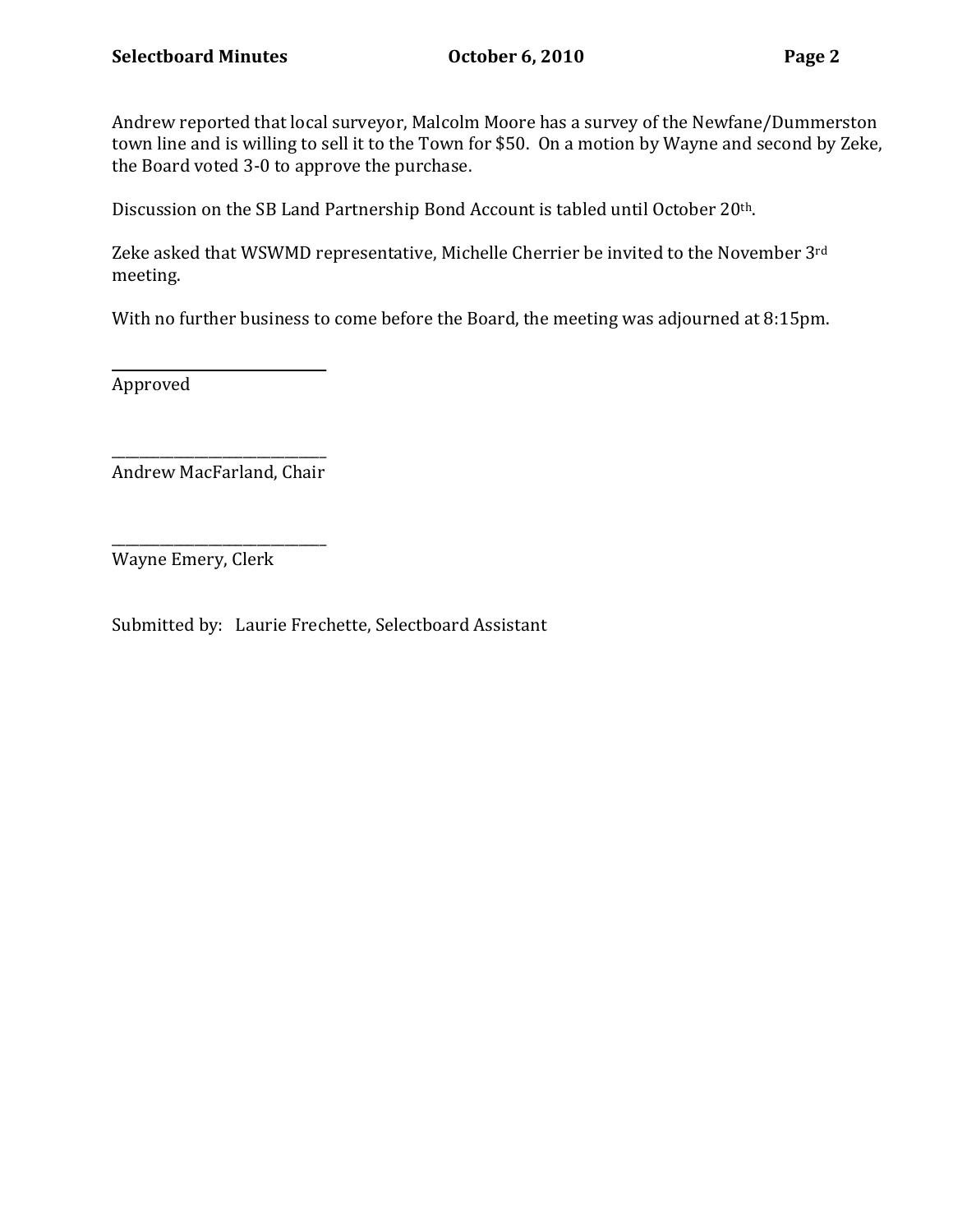Andrew reported that local surveyor, Malcolm Moore has a survey of the Newfane/Dummerston town line and is willing to sell it to the Town for $50. On a motion by Wayne and second by Zeke, the Board voted 3-0 to approve the purchase.

Discussion on the SB Land Partnership Bond Account is tabled until October 20th.

Zeke asked that WSWMD representative, Michelle Cherrier be invited to the November 3rd meeting.

With no further business to come before the Board, the meeting was adjourned at 8:15pm.

\_\_\_\_\_\_\_\_\_\_\_\_\_\_\_\_\_\_\_\_\_\_\_\_\_\_\_\_\_\_

Approved

\_\_\_\_\_\_\_\_\_\_\_\_\_\_\_\_\_\_\_\_\_\_\_\_\_\_\_\_\_\_

Andrew MacFarland, Chair

\_\_\_\_\_\_\_\_\_\_\_\_\_\_\_\_\_\_\_\_\_\_\_\_\_\_\_\_\_\_

Wayne Emery, Clerk

Submitted by: Laurie Frechette, Selectboard Assistant